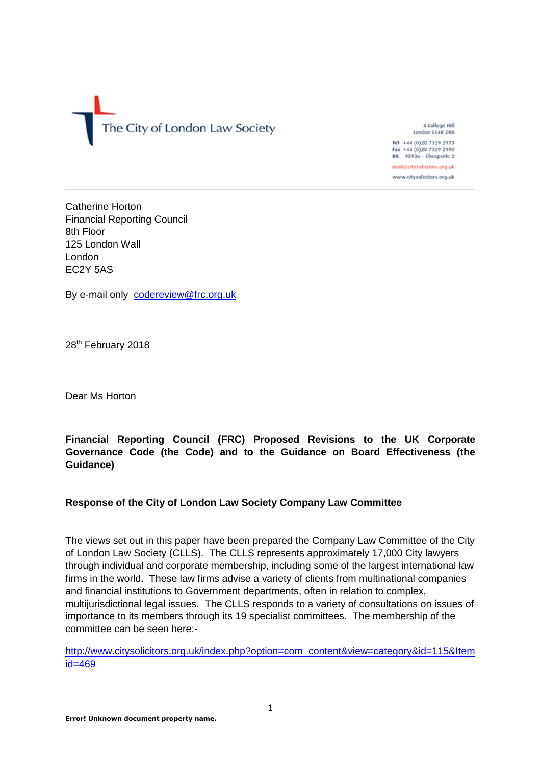The City of London Law Society

4 College Hill
London EC4R 2RB

Tel +44 (0)20 7329 2173
Fax +44 (0)20 7329 2190
DX 98936 – Cheapside 2
mail@citysolicitors.org.uk
www.citysolicitors.org.uk

Catherine Horton
Financial Reporting Council
8th Floor
125 London Wall
London
EC2Y 5AS

By e-mail only codereview@frc.org.uk

28th February 2018

Dear Ms Horton

**Financial Reporting Council (FRC) Proposed Revisions to the UK Corporate Governance Code (the Code) and to the Guidance on Board Effectiveness (the Guidance)**

**Response of the City of London Law Society Company Law Committee**

The views set out in this paper have been prepared the Company Law Committee of the City of London Law Society (CLLS). The CLLS represents approximately 17,000 City lawyers through individual and corporate membership, including some of the largest international law firms in the world. These law firms advise a variety of clients from multinational companies and financial institutions to Government departments, often in relation to complex, multijurisdictional legal issues. The CLLS responds to a variety of consultations on issues of importance to its members through its 19 specialist committees. The membership of the committee can be seen here:-

http://www.citysolicitors.org.uk/index.php?option=com_content&view=category&id=115&Itemid=469

Error! Unknown document property name.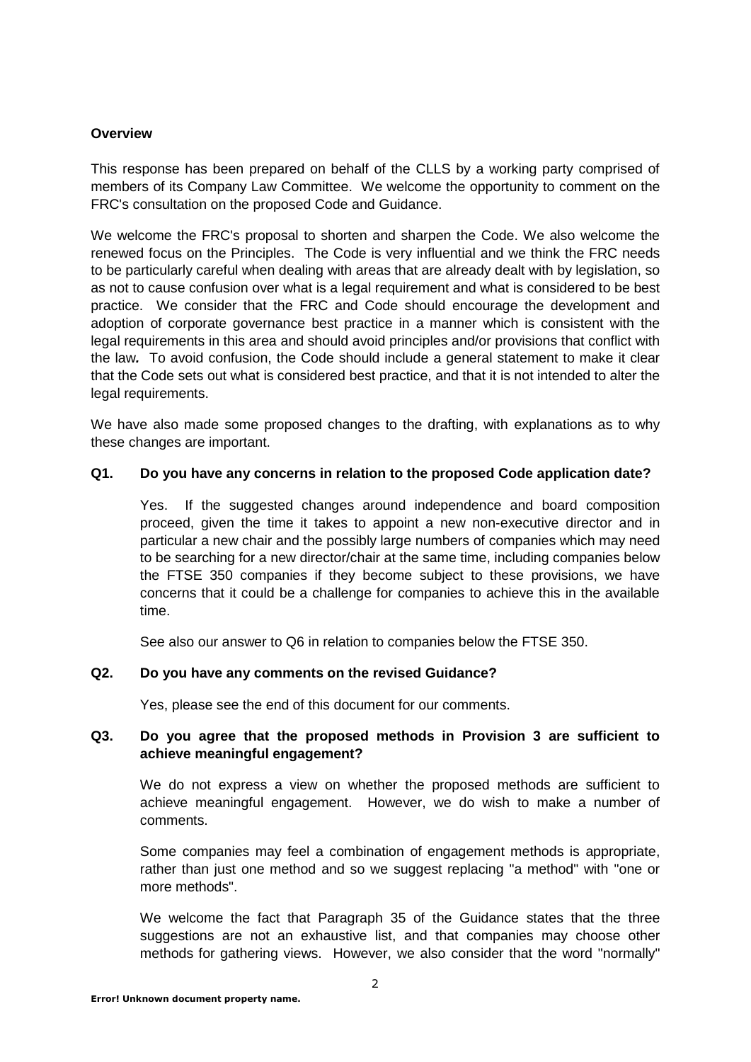**Overview**

This response has been prepared on behalf of the CLLS by a working party comprised of members of its Company Law Committee. We welcome the opportunity to comment on the FRC's consultation on the proposed Code and Guidance.

We welcome the FRC's proposal to shorten and sharpen the Code. We also welcome the renewed focus on the Principles. The Code is very influential and we think the FRC needs to be particularly careful when dealing with areas that are already dealt with by legislation, so as not to cause confusion over what is a legal requirement and what is considered to be best practice. We consider that the FRC and Code should encourage the development and adoption of corporate governance best practice in a manner which is consistent with the legal requirements in this area and should avoid principles and/or provisions that conflict with the law**.** To avoid confusion, the Code should include a general statement to make it clear that the Code sets out what is considered best practice, and that it is not intended to alter the legal requirements.

We have also made some proposed changes to the drafting, with explanations as to why these changes are important.

**Q1. Do you have any concerns in relation to the proposed Code application date?**

Yes. If the suggested changes around independence and board composition proceed, given the time it takes to appoint a new non-executive director and in particular a new chair and the possibly large numbers of companies which may need to be searching for a new director/chair at the same time, including companies below the FTSE 350 companies if they become subject to these provisions, we have concerns that it could be a challenge for companies to achieve this in the available time.

See also our answer to Q6 in relation to companies below the FTSE 350.

**Q2. Do you have any comments on the revised Guidance?**

Yes, please see the end of this document for our comments.

**Q3. Do you agree that the proposed methods in Provision 3 are sufficient to achieve meaningful engagement?**

We do not express a view on whether the proposed methods are sufficient to achieve meaningful engagement. However, we do wish to make a number of comments.

Some companies may feel a combination of engagement methods is appropriate, rather than just one method and so we suggest replacing "a method" with "one or more methods".

We welcome the fact that Paragraph 35 of the Guidance states that the three suggestions are not an exhaustive list, and that companies may choose other methods for gathering views. However, we also consider that the word "normally"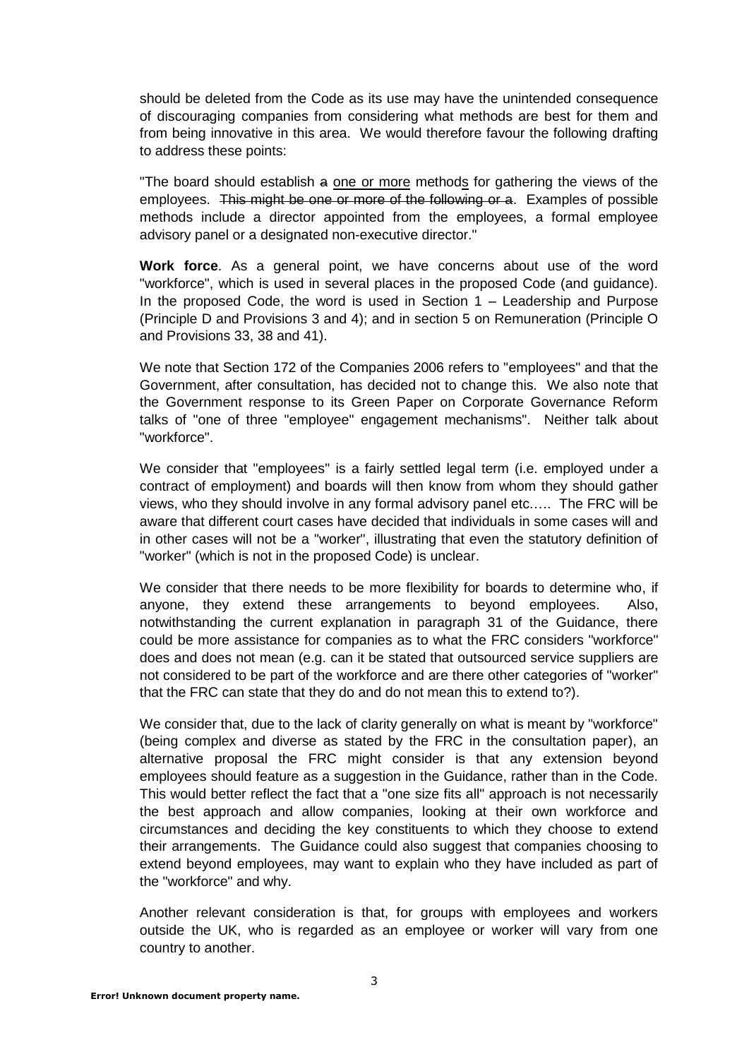should be deleted from the Code as its use may have the unintended consequence of discouraging companies from considering what methods are best for them and from being innovative in this area. We would therefore favour the following drafting to address these points:

"The board should establish ~~a~~ <u>one or more</u> method<u>s</u> for gathering the views of the employees. ~~This might be one or more of the following or a~~. Examples of possible methods include a director appointed from the employees, a formal employee advisory panel or a designated non-executive director."

**Work force**. As a general point, we have concerns about use of the word "workforce", which is used in several places in the proposed Code (and guidance). In the proposed Code, the word is used in Section 1 – Leadership and Purpose (Principle D and Provisions 3 and 4); and in section 5 on Remuneration (Principle O and Provisions 33, 38 and 41).

We note that Section 172 of the Companies 2006 refers to "employees" and that the Government, after consultation, has decided not to change this. We also note that the Government response to its Green Paper on Corporate Governance Reform talks of "one of three "employee" engagement mechanisms". Neither talk about "workforce".

We consider that "employees" is a fairly settled legal term (i.e. employed under a contract of employment) and boards will then know from whom they should gather views, who they should involve in any formal advisory panel etc….. The FRC will be aware that different court cases have decided that individuals in some cases will and in other cases will not be a "worker", illustrating that even the statutory definition of "worker" (which is not in the proposed Code) is unclear.

We consider that there needs to be more flexibility for boards to determine who, if anyone, they extend these arrangements to beyond employees. Also, notwithstanding the current explanation in paragraph 31 of the Guidance, there could be more assistance for companies as to what the FRC considers "workforce" does and does not mean (e.g. can it be stated that outsourced service suppliers are not considered to be part of the workforce and are there other categories of "worker" that the FRC can state that they do and do not mean this to extend to?).

We consider that, due to the lack of clarity generally on what is meant by "workforce" (being complex and diverse as stated by the FRC in the consultation paper), an alternative proposal the FRC might consider is that any extension beyond employees should feature as a suggestion in the Guidance, rather than in the Code. This would better reflect the fact that a "one size fits all" approach is not necessarily the best approach and allow companies, looking at their own workforce and circumstances and deciding the key constituents to which they choose to extend their arrangements. The Guidance could also suggest that companies choosing to extend beyond employees, may want to explain who they have included as part of the "workforce" and why.

Another relevant consideration is that, for groups with employees and workers outside the UK, who is regarded as an employee or worker will vary from one country to another.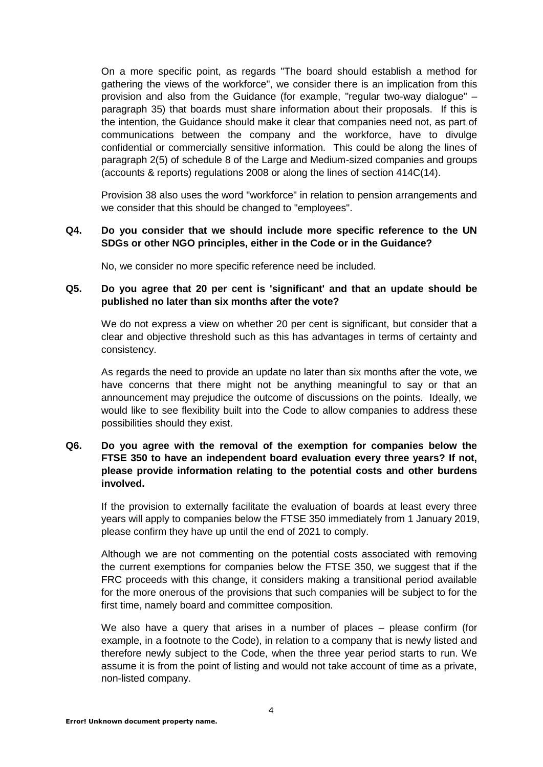On a more specific point, as regards "The board should establish a method for gathering the views of the workforce", we consider there is an implication from this provision and also from the Guidance (for example, "regular two-way dialogue" – paragraph 35) that boards must share information about their proposals. If this is the intention, the Guidance should make it clear that companies need not, as part of communications between the company and the workforce, have to divulge confidential or commercially sensitive information. This could be along the lines of paragraph 2(5) of schedule 8 of the Large and Medium-sized companies and groups (accounts & reports) regulations 2008 or along the lines of section 414C(14).

Provision 38 also uses the word "workforce" in relation to pension arrangements and we consider that this should be changed to "employees".

**Q4. Do you consider that we should include more specific reference to the UN SDGs or other NGO principles, either in the Code or in the Guidance?**

No, we consider no more specific reference need be included.

**Q5. Do you agree that 20 per cent is 'significant' and that an update should be published no later than six months after the vote?**

We do not express a view on whether 20 per cent is significant, but consider that a clear and objective threshold such as this has advantages in terms of certainty and consistency.

As regards the need to provide an update no later than six months after the vote, we have concerns that there might not be anything meaningful to say or that an announcement may prejudice the outcome of discussions on the points. Ideally, we would like to see flexibility built into the Code to allow companies to address these possibilities should they exist.

**Q6. Do you agree with the removal of the exemption for companies below the FTSE 350 to have an independent board evaluation every three years? If not, please provide information relating to the potential costs and other burdens involved.**

If the provision to externally facilitate the evaluation of boards at least every three years will apply to companies below the FTSE 350 immediately from 1 January 2019, please confirm they have up until the end of 2021 to comply.

Although we are not commenting on the potential costs associated with removing the current exemptions for companies below the FTSE 350, we suggest that if the FRC proceeds with this change, it considers making a transitional period available for the more onerous of the provisions that such companies will be subject to for the first time, namely board and committee composition.

We also have a query that arises in a number of places – please confirm (for example, in a footnote to the Code), in relation to a company that is newly listed and therefore newly subject to the Code, when the three year period starts to run. We assume it is from the point of listing and would not take account of time as a private, non-listed company.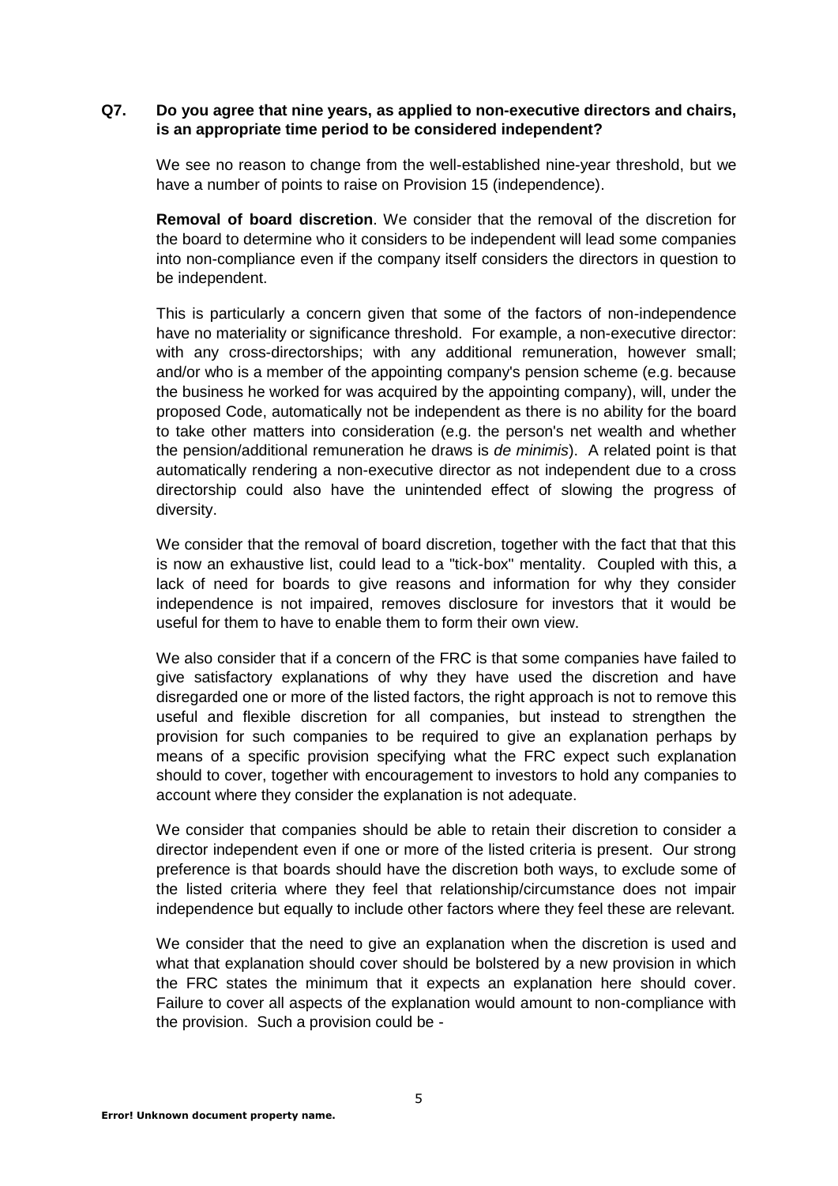**Q7. Do you agree that nine years, as applied to non-executive directors and chairs, is an appropriate time period to be considered independent?**

We see no reason to change from the well-established nine-year threshold, but we have a number of points to raise on Provision 15 (independence).

**Removal of board discretion**. We consider that the removal of the discretion for the board to determine who it considers to be independent will lead some companies into non-compliance even if the company itself considers the directors in question to be independent.

This is particularly a concern given that some of the factors of non-independence have no materiality or significance threshold. For example, a non-executive director: with any cross-directorships; with any additional remuneration, however small; and/or who is a member of the appointing company's pension scheme (e.g. because the business he worked for was acquired by the appointing company), will, under the proposed Code, automatically not be independent as there is no ability for the board to take other matters into consideration (e.g. the person's net wealth and whether the pension/additional remuneration he draws is *de minimis*). A related point is that automatically rendering a non-executive director as not independent due to a cross directorship could also have the unintended effect of slowing the progress of diversity.

We consider that the removal of board discretion, together with the fact that that this is now an exhaustive list, could lead to a "tick-box" mentality. Coupled with this, a lack of need for boards to give reasons and information for why they consider independence is not impaired, removes disclosure for investors that it would be useful for them to have to enable them to form their own view.

We also consider that if a concern of the FRC is that some companies have failed to give satisfactory explanations of why they have used the discretion and have disregarded one or more of the listed factors, the right approach is not to remove this useful and flexible discretion for all companies, but instead to strengthen the provision for such companies to be required to give an explanation perhaps by means of a specific provision specifying what the FRC expect such explanation should to cover, together with encouragement to investors to hold any companies to account where they consider the explanation is not adequate.

We consider that companies should be able to retain their discretion to consider a director independent even if one or more of the listed criteria is present. Our strong preference is that boards should have the discretion both ways, to exclude some of the listed criteria where they feel that relationship/circumstance does not impair independence but equally to include other factors where they feel these are relevant.

We consider that the need to give an explanation when the discretion is used and what that explanation should cover should be bolstered by a new provision in which the FRC states the minimum that it expects an explanation here should cover. Failure to cover all aspects of the explanation would amount to non-compliance with the provision. Such a provision could be -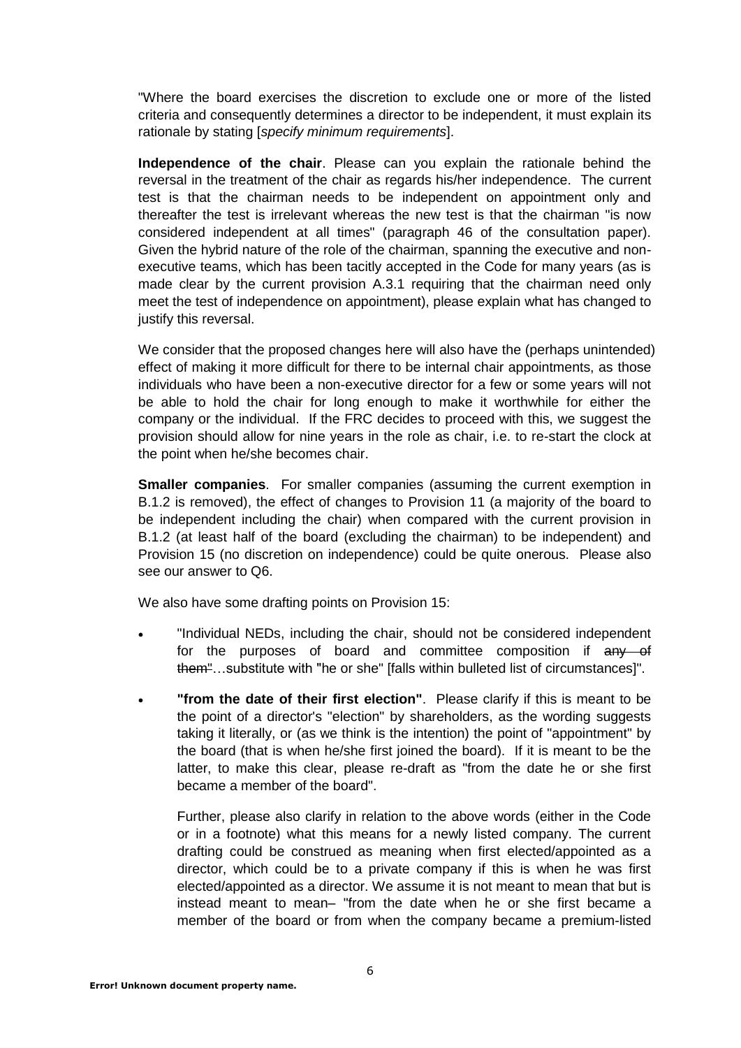"Where the board exercises the discretion to exclude one or more of the listed criteria and consequently determines a director to be independent, it must explain its rationale by stating [*specify minimum requirements*].

**Independence of the chair**. Please can you explain the rationale behind the reversal in the treatment of the chair as regards his/her independence. The current test is that the chairman needs to be independent on appointment only and thereafter the test is irrelevant whereas the new test is that the chairman "is now considered independent at all times" (paragraph 46 of the consultation paper). Given the hybrid nature of the role of the chairman, spanning the executive and non-executive teams, which has been tacitly accepted in the Code for many years (as is made clear by the current provision A.3.1 requiring that the chairman need only meet the test of independence on appointment), please explain what has changed to justify this reversal.

We consider that the proposed changes here will also have the (perhaps unintended) effect of making it more difficult for there to be internal chair appointments, as those individuals who have been a non-executive director for a few or some years will not be able to hold the chair for long enough to make it worthwhile for either the company or the individual. If the FRC decides to proceed with this, we suggest the provision should allow for nine years in the role as chair, i.e. to re-start the clock at the point when he/she becomes chair.

**Smaller companies**. For smaller companies (assuming the current exemption in B.1.2 is removed), the effect of changes to Provision 11 (a majority of the board to be independent including the chair) when compared with the current provision in B.1.2 (at least half of the board (excluding the chairman) to be independent) and Provision 15 (no discretion on independence) could be quite onerous. Please also see our answer to Q6.

We also have some drafting points on Provision 15:

- "Individual NEDs, including the chair, should not be considered independent for the purposes of board and committee composition if ~~any of them"~~…substitute with "he or she" [falls within bulleted list of circumstances]".
- **"from the date of their first election"**. Please clarify if this is meant to be the point of a director's "election" by shareholders, as the wording suggests taking it literally, or (as we think is the intention) the point of "appointment" by the board (that is when he/she first joined the board). If it is meant to be the latter, to make this clear, please re-draft as "from the date he or she first became a member of the board".

  Further, please also clarify in relation to the above words (either in the Code or in a footnote) what this means for a newly listed company. The current drafting could be construed as meaning when first elected/appointed as a director, which could be to a private company if this is when he was first elected/appointed as a director. We assume it is not meant to mean that but is instead meant to mean– "from the date when he or she first became a member of the board or from when the company became a premium-listed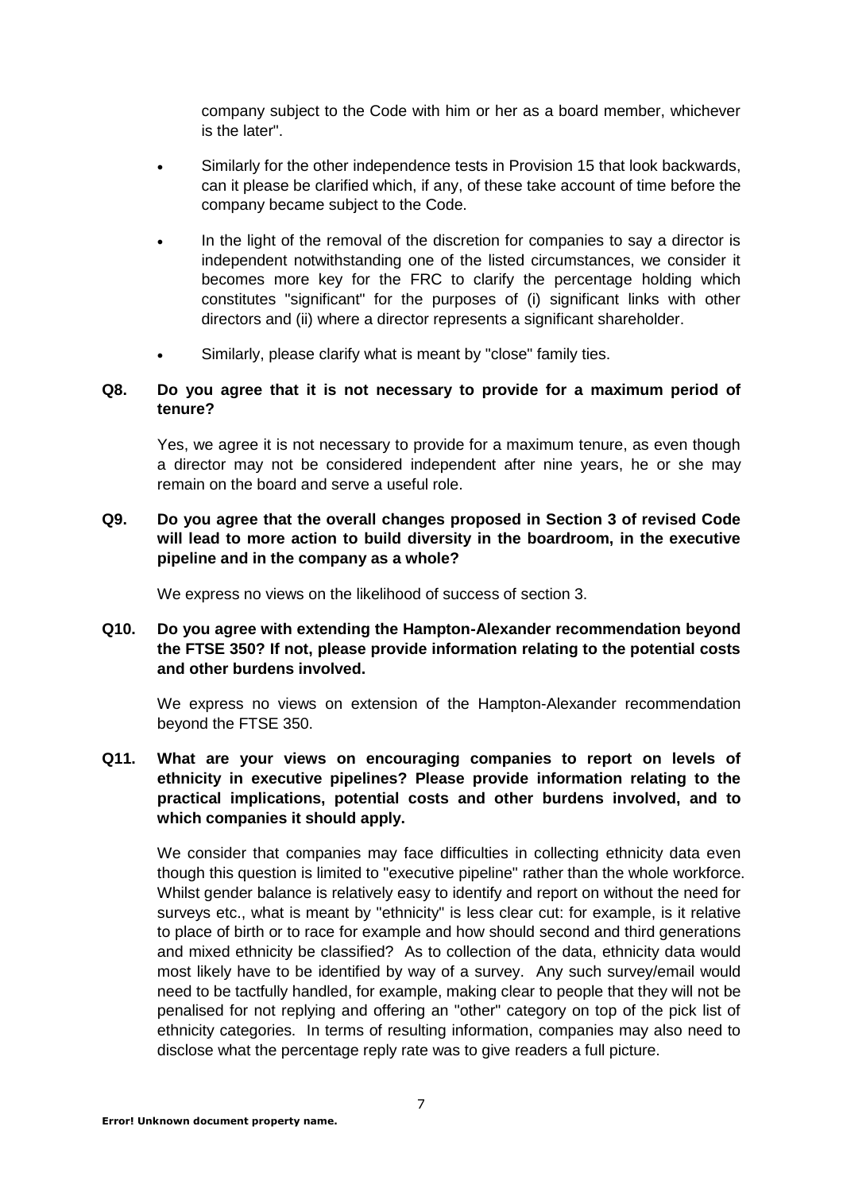company subject to the Code with him or her as a board member, whichever is the later".

- Similarly for the other independence tests in Provision 15 that look backwards, can it please be clarified which, if any, of these take account of time before the company became subject to the Code.
- In the light of the removal of the discretion for companies to say a director is independent notwithstanding one of the listed circumstances, we consider it becomes more key for the FRC to clarify the percentage holding which constitutes "significant" for the purposes of (i) significant links with other directors and (ii) where a director represents a significant shareholder.
- Similarly, please clarify what is meant by "close" family ties.

**Q8. Do you agree that it is not necessary to provide for a maximum period of tenure?**

Yes, we agree it is not necessary to provide for a maximum tenure, as even though a director may not be considered independent after nine years, he or she may remain on the board and serve a useful role.

**Q9. Do you agree that the overall changes proposed in Section 3 of revised Code will lead to more action to build diversity in the boardroom, in the executive pipeline and in the company as a whole?**

We express no views on the likelihood of success of section 3.

**Q10. Do you agree with extending the Hampton-Alexander recommendation beyond the FTSE 350? If not, please provide information relating to the potential costs and other burdens involved.**

We express no views on extension of the Hampton-Alexander recommendation beyond the FTSE 350.

**Q11. What are your views on encouraging companies to report on levels of ethnicity in executive pipelines? Please provide information relating to the practical implications, potential costs and other burdens involved, and to which companies it should apply.**

We consider that companies may face difficulties in collecting ethnicity data even though this question is limited to "executive pipeline" rather than the whole workforce. Whilst gender balance is relatively easy to identify and report on without the need for surveys etc., what is meant by "ethnicity" is less clear cut: for example, is it relative to place of birth or to race for example and how should second and third generations and mixed ethnicity be classified? As to collection of the data, ethnicity data would most likely have to be identified by way of a survey. Any such survey/email would need to be tactfully handled, for example, making clear to people that they will not be penalised for not replying and offering an "other" category on top of the pick list of ethnicity categories. In terms of resulting information, companies may also need to disclose what the percentage reply rate was to give readers a full picture.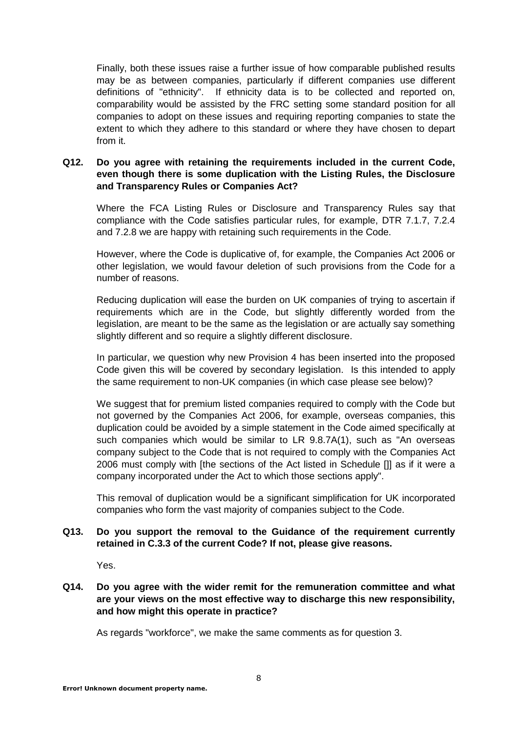Finally, both these issues raise a further issue of how comparable published results may be as between companies, particularly if different companies use different definitions of "ethnicity". If ethnicity data is to be collected and reported on, comparability would be assisted by the FRC setting some standard position for all companies to adopt on these issues and requiring reporting companies to state the extent to which they adhere to this standard or where they have chosen to depart from it.

**Q12. Do you agree with retaining the requirements included in the current Code, even though there is some duplication with the Listing Rules, the Disclosure and Transparency Rules or Companies Act?**

Where the FCA Listing Rules or Disclosure and Transparency Rules say that compliance with the Code satisfies particular rules, for example, DTR 7.1.7, 7.2.4 and 7.2.8 we are happy with retaining such requirements in the Code.

However, where the Code is duplicative of, for example, the Companies Act 2006 or other legislation, we would favour deletion of such provisions from the Code for a number of reasons.

Reducing duplication will ease the burden on UK companies of trying to ascertain if requirements which are in the Code, but slightly differently worded from the legislation, are meant to be the same as the legislation or are actually say something slightly different and so require a slightly different disclosure.

In particular, we question why new Provision 4 has been inserted into the proposed Code given this will be covered by secondary legislation. Is this intended to apply the same requirement to non-UK companies (in which case please see below)?

We suggest that for premium listed companies required to comply with the Code but not governed by the Companies Act 2006, for example, overseas companies, this duplication could be avoided by a simple statement in the Code aimed specifically at such companies which would be similar to LR 9.8.7A(1), such as "An overseas company subject to the Code that is not required to comply with the Companies Act 2006 must comply with [the sections of the Act listed in Schedule []] as if it were a company incorporated under the Act to which those sections apply".

This removal of duplication would be a significant simplification for UK incorporated companies who form the vast majority of companies subject to the Code.

**Q13. Do you support the removal to the Guidance of the requirement currently retained in C.3.3 of the current Code? If not, please give reasons.**

Yes.

**Q14. Do you agree with the wider remit for the remuneration committee and what are your views on the most effective way to discharge this new responsibility, and how might this operate in practice?**

As regards "workforce", we make the same comments as for question 3.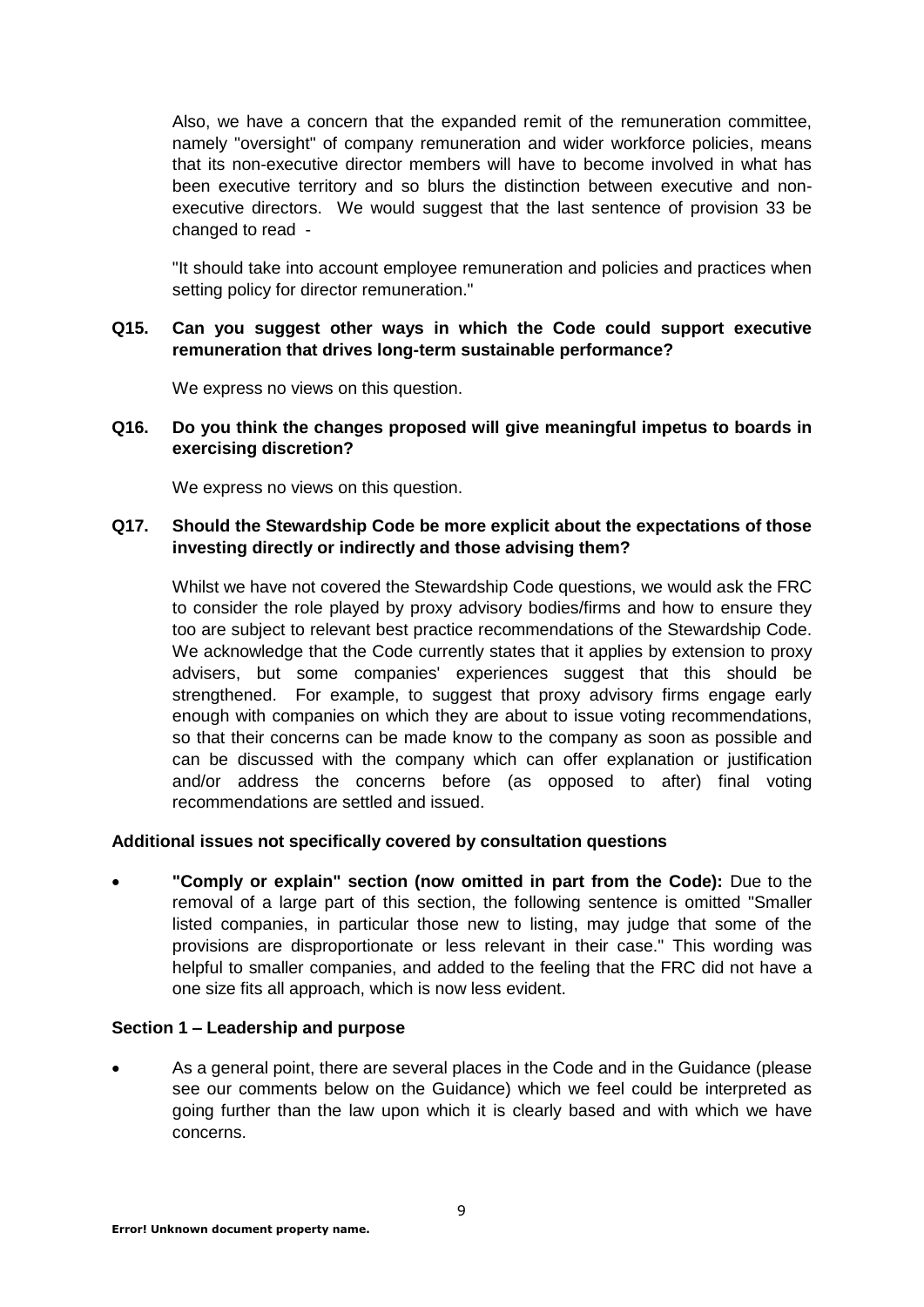Also, we have a concern that the expanded remit of the remuneration committee, namely "oversight" of company remuneration and wider workforce policies, means that its non-executive director members will have to become involved in what has been executive territory and so blurs the distinction between executive and non-executive directors. We would suggest that the last sentence of provision 33 be changed to read -

"It should take into account employee remuneration and policies and practices when setting policy for director remuneration."

**Q15. Can you suggest other ways in which the Code could support executive remuneration that drives long-term sustainable performance?**

We express no views on this question.

**Q16. Do you think the changes proposed will give meaningful impetus to boards in exercising discretion?**

We express no views on this question.

**Q17. Should the Stewardship Code be more explicit about the expectations of those investing directly or indirectly and those advising them?**

Whilst we have not covered the Stewardship Code questions, we would ask the FRC to consider the role played by proxy advisory bodies/firms and how to ensure they too are subject to relevant best practice recommendations of the Stewardship Code. We acknowledge that the Code currently states that it applies by extension to proxy advisers, but some companies' experiences suggest that this should be strengthened. For example, to suggest that proxy advisory firms engage early enough with companies on which they are about to issue voting recommendations, so that their concerns can be made know to the company as soon as possible and can be discussed with the company which can offer explanation or justification and/or address the concerns before (as opposed to after) final voting recommendations are settled and issued.

**Additional issues not specifically covered by consultation questions**

- **"Comply or explain" section (now omitted in part from the Code):** Due to the removal of a large part of this section, the following sentence is omitted "Smaller listed companies, in particular those new to listing, may judge that some of the provisions are disproportionate or less relevant in their case." This wording was helpful to smaller companies, and added to the feeling that the FRC did not have a one size fits all approach, which is now less evident.

**Section 1 – Leadership and purpose**

- As a general point, there are several places in the Code and in the Guidance (please see our comments below on the Guidance) which we feel could be interpreted as going further than the law upon which it is clearly based and with which we have concerns.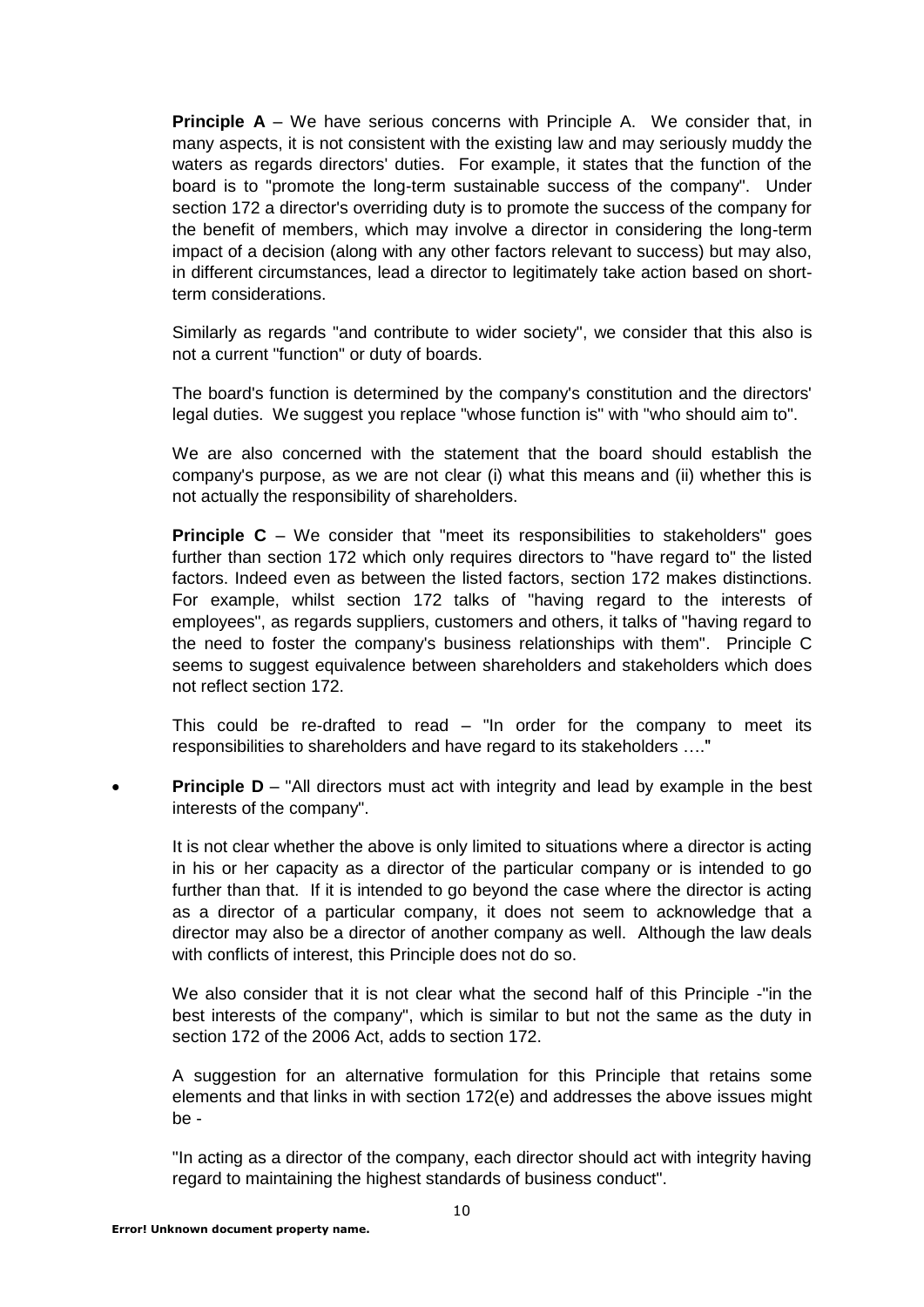**Principle A** – We have serious concerns with Principle A. We consider that, in many aspects, it is not consistent with the existing law and may seriously muddy the waters as regards directors' duties. For example, it states that the function of the board is to "promote the long-term sustainable success of the company". Under section 172 a director's overriding duty is to promote the success of the company for the benefit of members, which may involve a director in considering the long-term impact of a decision (along with any other factors relevant to success) but may also, in different circumstances, lead a director to legitimately take action based on short-term considerations.

Similarly as regards "and contribute to wider society", we consider that this also is not a current "function" or duty of boards.

The board's function is determined by the company's constitution and the directors' legal duties. We suggest you replace "whose function is" with "who should aim to".

We are also concerned with the statement that the board should establish the company's purpose, as we are not clear (i) what this means and (ii) whether this is not actually the responsibility of shareholders.

**Principle C** – We consider that "meet its responsibilities to stakeholders" goes further than section 172 which only requires directors to "have regard to" the listed factors. Indeed even as between the listed factors, section 172 makes distinctions. For example, whilst section 172 talks of "having regard to the interests of employees", as regards suppliers, customers and others, it talks of "having regard to the need to foster the company's business relationships with them". Principle C seems to suggest equivalence between shareholders and stakeholders which does not reflect section 172.

This could be re-drafted to read – "In order for the company to meet its responsibilities to shareholders and have regard to its stakeholders …."

- **Principle D** – "All directors must act with integrity and lead by example in the best interests of the company".

  It is not clear whether the above is only limited to situations where a director is acting in his or her capacity as a director of the particular company or is intended to go further than that. If it is intended to go beyond the case where the director is acting as a director of a particular company, it does not seem to acknowledge that a director may also be a director of another company as well. Although the law deals with conflicts of interest, this Principle does not do so.

  We also consider that it is not clear what the second half of this Principle -"in the best interests of the company", which is similar to but not the same as the duty in section 172 of the 2006 Act, adds to section 172.

  A suggestion for an alternative formulation for this Principle that retains some elements and that links in with section 172(e) and addresses the above issues might be -

  "In acting as a director of the company, each director should act with integrity having regard to maintaining the highest standards of business conduct".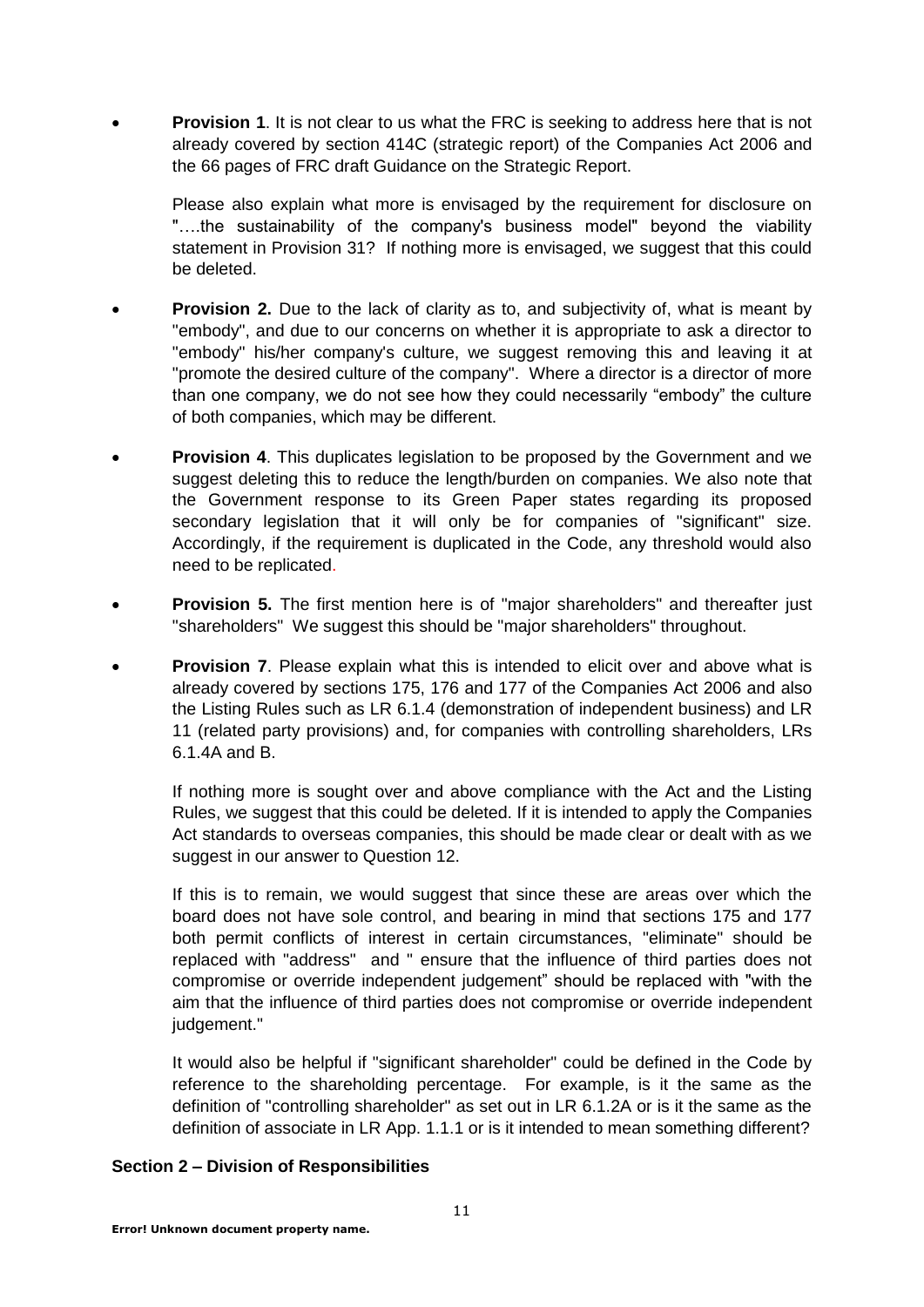- **Provision 1**. It is not clear to us what the FRC is seeking to address here that is not already covered by section 414C (strategic report) of the Companies Act 2006 and the 66 pages of FRC draft Guidance on the Strategic Report.

  Please also explain what more is envisaged by the requirement for disclosure on "….the sustainability of the company's business model" beyond the viability statement in Provision 31? If nothing more is envisaged, we suggest that this could be deleted.

- **Provision 2.** Due to the lack of clarity as to, and subjectivity of, what is meant by "embody", and due to our concerns on whether it is appropriate to ask a director to "embody" his/her company's culture, we suggest removing this and leaving it at "promote the desired culture of the company". Where a director is a director of more than one company, we do not see how they could necessarily "embody" the culture of both companies, which may be different.

- **Provision 4**. This duplicates legislation to be proposed by the Government and we suggest deleting this to reduce the length/burden on companies. We also note that the Government response to its Green Paper states regarding its proposed secondary legislation that it will only be for companies of "significant" size. Accordingly, if the requirement is duplicated in the Code, any threshold would also need to be replicated.

- **Provision 5.** The first mention here is of "major shareholders" and thereafter just "shareholders" We suggest this should be "major shareholders" throughout.

- **Provision 7**. Please explain what this is intended to elicit over and above what is already covered by sections 175, 176 and 177 of the Companies Act 2006 and also the Listing Rules such as LR 6.1.4 (demonstration of independent business) and LR 11 (related party provisions) and, for companies with controlling shareholders, LRs 6.1.4A and B.

  If nothing more is sought over and above compliance with the Act and the Listing Rules, we suggest that this could be deleted. If it is intended to apply the Companies Act standards to overseas companies, this should be made clear or dealt with as we suggest in our answer to Question 12.

  If this is to remain, we would suggest that since these are areas over which the board does not have sole control, and bearing in mind that sections 175 and 177 both permit conflicts of interest in certain circumstances, "eliminate" should be replaced with "address" and " ensure that the influence of third parties does not compromise or override independent judgement" should be replaced with "with the aim that the influence of third parties does not compromise or override independent judgement."

  It would also be helpful if "significant shareholder" could be defined in the Code by reference to the shareholding percentage. For example, is it the same as the definition of "controlling shareholder" as set out in LR 6.1.2A or is it the same as the definition of associate in LR App. 1.1.1 or is it intended to mean something different?

**Section 2 – Division of Responsibilities**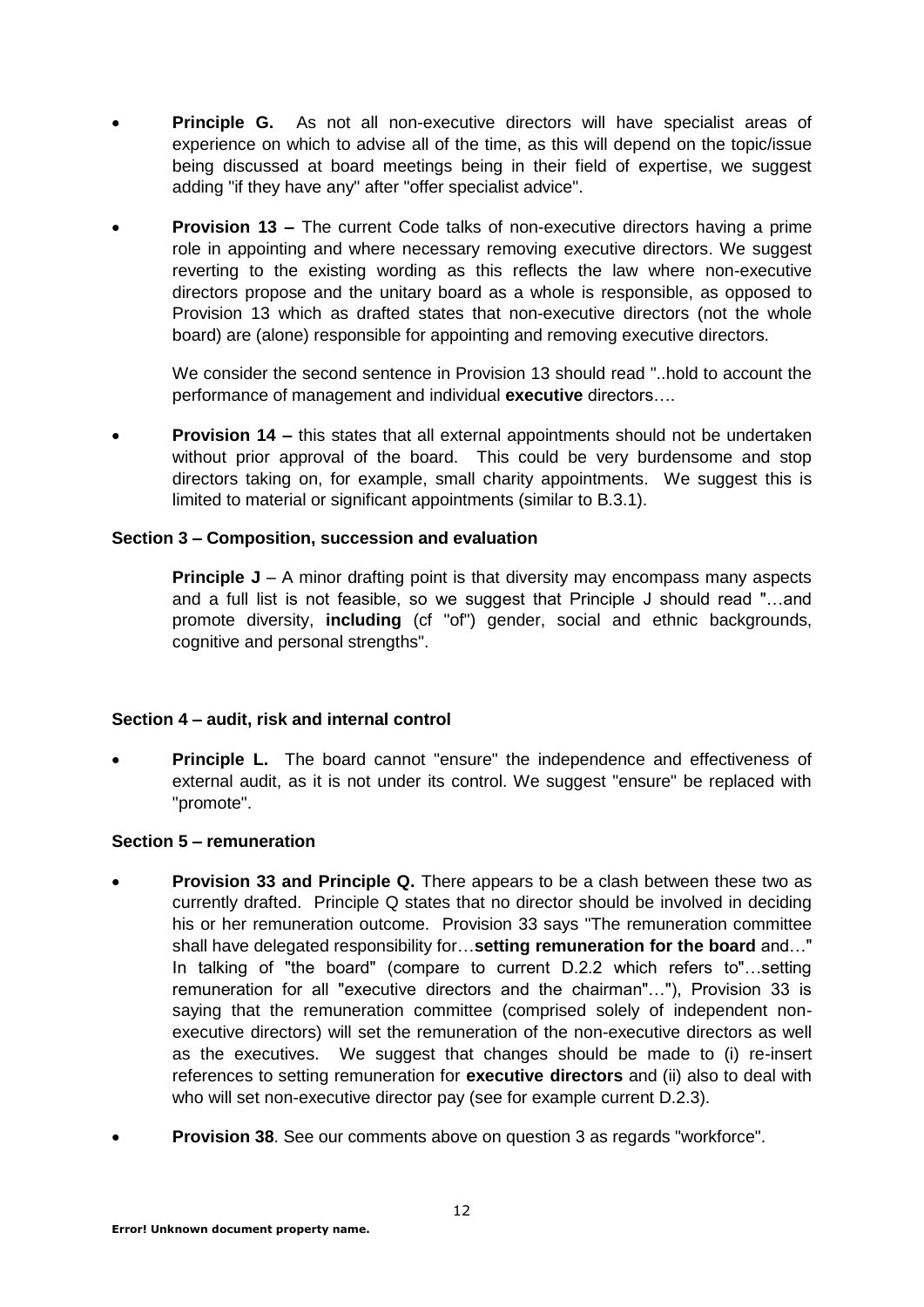- **Principle G.** As not all non-executive directors will have specialist areas of experience on which to advise all of the time, as this will depend on the topic/issue being discussed at board meetings being in their field of expertise, we suggest adding "if they have any" after "offer specialist advice".

- **Provision 13 –** The current Code talks of non-executive directors having a prime role in appointing and where necessary removing executive directors. We suggest reverting to the existing wording as this reflects the law where non-executive directors propose and the unitary board as a whole is responsible, as opposed to Provision 13 which as drafted states that non-executive directors (not the whole board) are (alone) responsible for appointing and removing executive directors.

  We consider the second sentence in Provision 13 should read "..hold to account the performance of management and individual **executive** directors….

- **Provision 14 –** this states that all external appointments should not be undertaken without prior approval of the board. This could be very burdensome and stop directors taking on, for example, small charity appointments. We suggest this is limited to material or significant appointments (similar to B.3.1).

**Section 3 – Composition, succession and evaluation**

**Principle J** – A minor drafting point is that diversity may encompass many aspects and a full list is not feasible, so we suggest that Principle J should read "…and promote diversity, **including** (cf "of") gender, social and ethnic backgrounds, cognitive and personal strengths".

**Section 4 – audit, risk and internal control**

- **Principle L.** The board cannot "ensure" the independence and effectiveness of external audit, as it is not under its control. We suggest "ensure" be replaced with "promote".

**Section 5 – remuneration**

- **Provision 33 and Principle Q.** There appears to be a clash between these two as currently drafted. Principle Q states that no director should be involved in deciding his or her remuneration outcome. Provision 33 says "The remuneration committee shall have delegated responsibility for…**setting remuneration for the board** and…" In talking of "the board" (compare to current D.2.2 which refers to"…setting remuneration for all "executive directors and the chairman"…"), Provision 33 is saying that the remuneration committee (comprised solely of independent non-executive directors) will set the remuneration of the non-executive directors as well as the executives. We suggest that changes should be made to (i) re-insert references to setting remuneration for **executive directors** and (ii) also to deal with who will set non-executive director pay (see for example current D.2.3).

- **Provision 38**. See our comments above on question 3 as regards "workforce".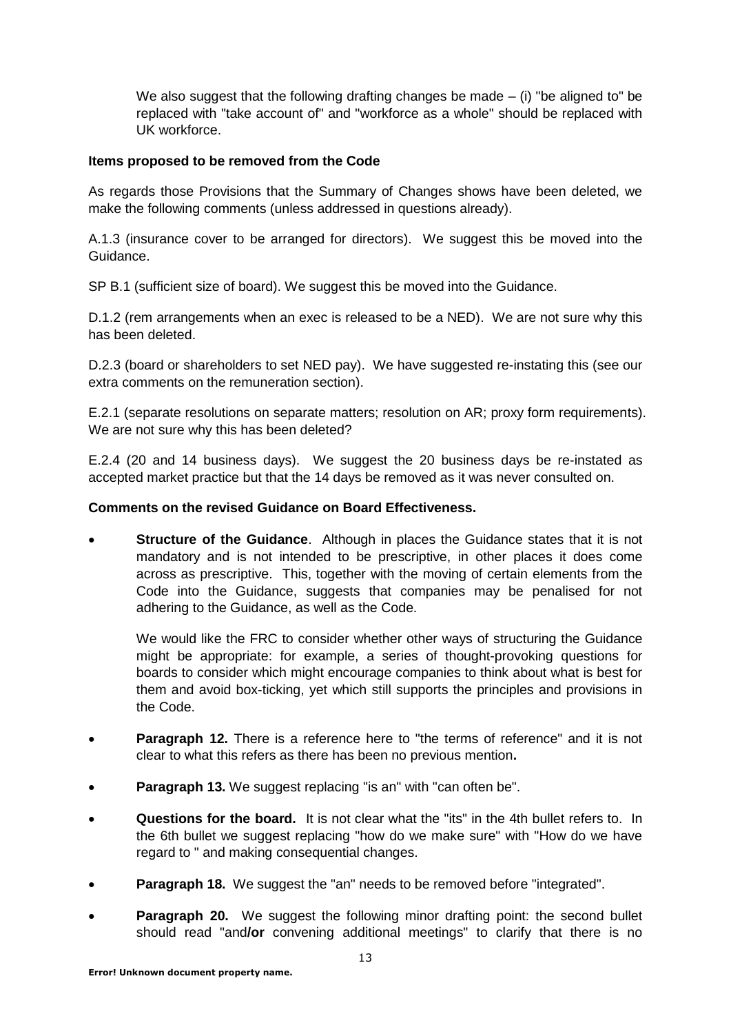We also suggest that the following drafting changes be made – (i) "be aligned to" be replaced with "take account of" and "workforce as a whole" should be replaced with UK workforce.

**Items proposed to be removed from the Code**

As regards those Provisions that the Summary of Changes shows have been deleted, we make the following comments (unless addressed in questions already).

A.1.3 (insurance cover to be arranged for directors). We suggest this be moved into the Guidance.

SP B.1 (sufficient size of board). We suggest this be moved into the Guidance.

D.1.2 (rem arrangements when an exec is released to be a NED). We are not sure why this has been deleted.

D.2.3 (board or shareholders to set NED pay). We have suggested re-instating this (see our extra comments on the remuneration section).

E.2.1 (separate resolutions on separate matters; resolution on AR; proxy form requirements). We are not sure why this has been deleted?

E.2.4 (20 and 14 business days). We suggest the 20 business days be re-instated as accepted market practice but that the 14 days be removed as it was never consulted on.

**Comments on the revised Guidance on Board Effectiveness.**

- **Structure of the Guidance**. Although in places the Guidance states that it is not mandatory and is not intended to be prescriptive, in other places it does come across as prescriptive. This, together with the moving of certain elements from the Code into the Guidance, suggests that companies may be penalised for not adhering to the Guidance, as well as the Code.

  We would like the FRC to consider whether other ways of structuring the Guidance might be appropriate: for example, a series of thought-provoking questions for boards to consider which might encourage companies to think about what is best for them and avoid box-ticking, yet which still supports the principles and provisions in the Code.

- **Paragraph 12.** There is a reference here to "the terms of reference" and it is not clear to what this refers as there has been no previous mention**.**

- **Paragraph 13.** We suggest replacing "is an" with "can often be".

- **Questions for the board.** It is not clear what the "its" in the 4th bullet refers to. In the 6th bullet we suggest replacing "how do we make sure" with "How do we have regard to " and making consequential changes.

- **Paragraph 18.** We suggest the "an" needs to be removed before "integrated".

- **Paragraph 20.** We suggest the following minor drafting point: the second bullet should read "and**/or** convening additional meetings" to clarify that there is no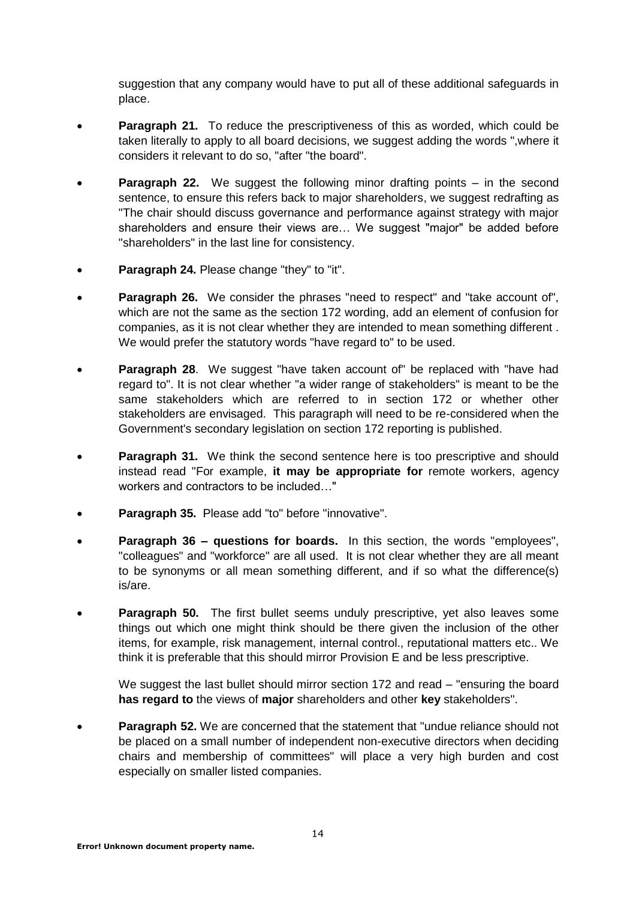suggestion that any company would have to put all of these additional safeguards in place.

- **Paragraph 21.** To reduce the prescriptiveness of this as worded, which could be taken literally to apply to all board decisions, we suggest adding the words ",where it considers it relevant to do so, "after "the board".

- **Paragraph 22.** We suggest the following minor drafting points – in the second sentence, to ensure this refers back to major shareholders, we suggest redrafting as "The chair should discuss governance and performance against strategy with major shareholders and ensure their views are… We suggest "major" be added before "shareholders" in the last line for consistency.

- **Paragraph 24.** Please change "they" to "it".

- **Paragraph 26.** We consider the phrases "need to respect" and "take account of", which are not the same as the section 172 wording, add an element of confusion for companies, as it is not clear whether they are intended to mean something different . We would prefer the statutory words "have regard to" to be used.

- **Paragraph 28**. We suggest "have taken account of" be replaced with "have had regard to". It is not clear whether "a wider range of stakeholders" is meant to be the same stakeholders which are referred to in section 172 or whether other stakeholders are envisaged. This paragraph will need to be re-considered when the Government's secondary legislation on section 172 reporting is published.

- **Paragraph 31.** We think the second sentence here is too prescriptive and should instead read "For example, **it may be appropriate for** remote workers, agency workers and contractors to be included…"

- **Paragraph 35.** Please add "to" before "innovative".

- **Paragraph 36 – questions for boards.** In this section, the words "employees", "colleagues" and "workforce" are all used. It is not clear whether they are all meant to be synonyms or all mean something different, and if so what the difference(s) is/are.

- **Paragraph 50.** The first bullet seems unduly prescriptive, yet also leaves some things out which one might think should be there given the inclusion of the other items, for example, risk management, internal control., reputational matters etc.. We think it is preferable that this should mirror Provision E and be less prescriptive.

  We suggest the last bullet should mirror section 172 and read – "ensuring the board **has regard to** the views of **major** shareholders and other **key** stakeholders".

- **Paragraph 52.** We are concerned that the statement that "undue reliance should not be placed on a small number of independent non-executive directors when deciding chairs and membership of committees" will place a very high burden and cost especially on smaller listed companies.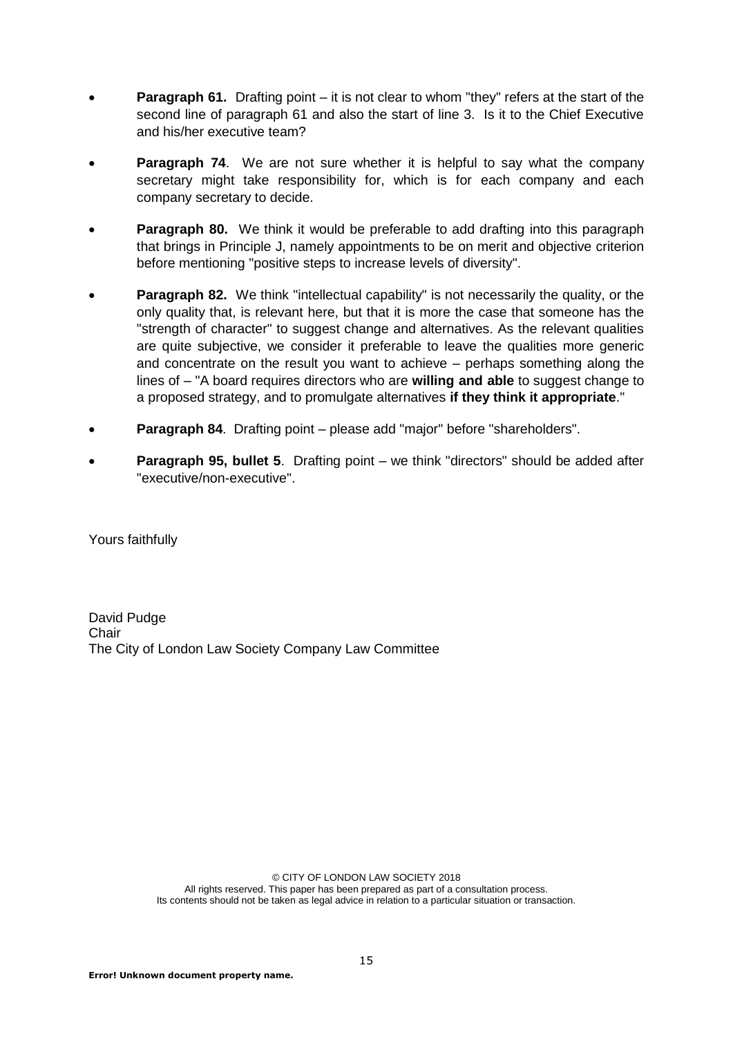- **Paragraph 61.** Drafting point – it is not clear to whom "they" refers at the start of the second line of paragraph 61 and also the start of line 3. Is it to the Chief Executive and his/her executive team?

- **Paragraph 74**. We are not sure whether it is helpful to say what the company secretary might take responsibility for, which is for each company and each company secretary to decide.

- **Paragraph 80.** We think it would be preferable to add drafting into this paragraph that brings in Principle J, namely appointments to be on merit and objective criterion before mentioning "positive steps to increase levels of diversity".

- **Paragraph 82.** We think "intellectual capability" is not necessarily the quality, or the only quality that, is relevant here, but that it is more the case that someone has the "strength of character" to suggest change and alternatives. As the relevant qualities are quite subjective, we consider it preferable to leave the qualities more generic and concentrate on the result you want to achieve – perhaps something along the lines of – "A board requires directors who are **willing and able** to suggest change to a proposed strategy, and to promulgate alternatives **if they think it appropriate**."

- **Paragraph 84**. Drafting point – please add "major" before "shareholders".

- **Paragraph 95, bullet 5**. Drafting point – we think "directors" should be added after "executive/non-executive".

Yours faithfully

David Pudge
Chair
The City of London Law Society Company Law Committee

© CITY OF LONDON LAW SOCIETY 2018
All rights reserved. This paper has been prepared as part of a consultation process.
Its contents should not be taken as legal advice in relation to a particular situation or transaction.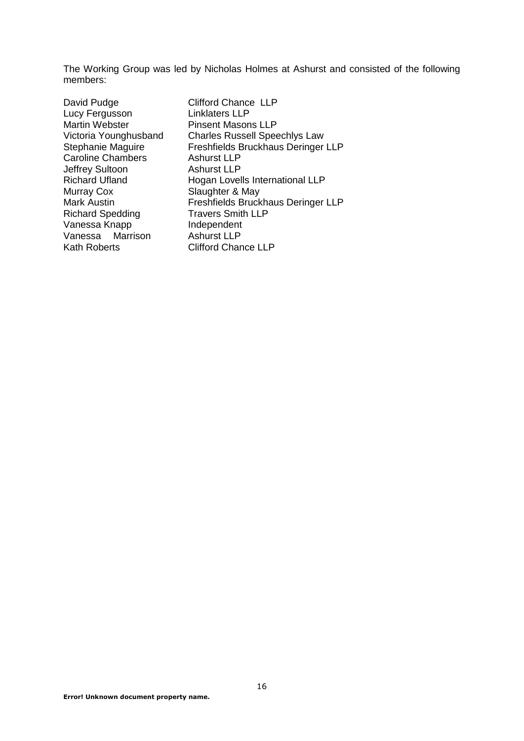The Working Group was led by Nicholas Holmes at Ashurst and consisted of the following members:

| | |
|---|---|
| David Pudge | Clifford Chance LLP |
| Lucy Fergusson | Linklaters LLP |
| Martin Webster | Pinsent Masons LLP |
| Victoria Younghusband | Charles Russell Speechlys Law |
| Stephanie Maguire | Freshfields Bruckhaus Deringer LLP |
| Caroline Chambers | Ashurst LLP |
| Jeffrey Sultoon | Ashurst LLP |
| Richard Ufland | Hogan Lovells International LLP |
| Murray Cox | Slaughter & May |
| Mark Austin | Freshfields Bruckhaus Deringer LLP |
| Richard Spedding | Travers Smith LLP |
| Vanessa Knapp | Independent |
| Vanessa Marrison | Ashurst LLP |
| Kath Roberts | Clifford Chance LLP |

**Error! Unknown document property name.**